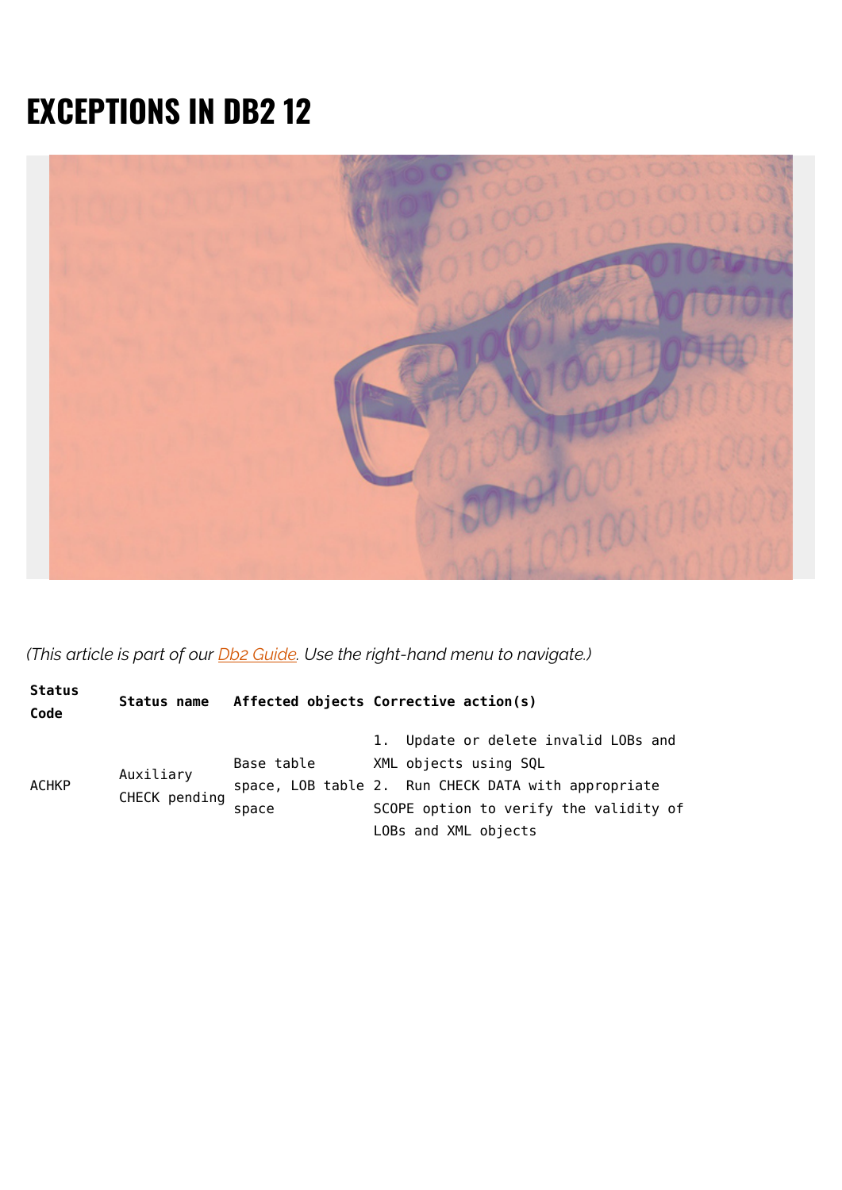# EXCEPTIONS IN DB2 12

*(This article is part of our [Db2 Guide](). Use the right-hand menu to navigate.)*

| Status Code | Status name | Affected objects | Corrective action(s) |
|---|---|---|---|
| ACHKP | Auxiliary CHECK pending | Base table space, LOB table space | 1. Update or delete invalid LOBs and XML objects using SQL<br>2. Run CHECK DATA with appropriate SCOPE option to verify the validity of LOBs and XML objects |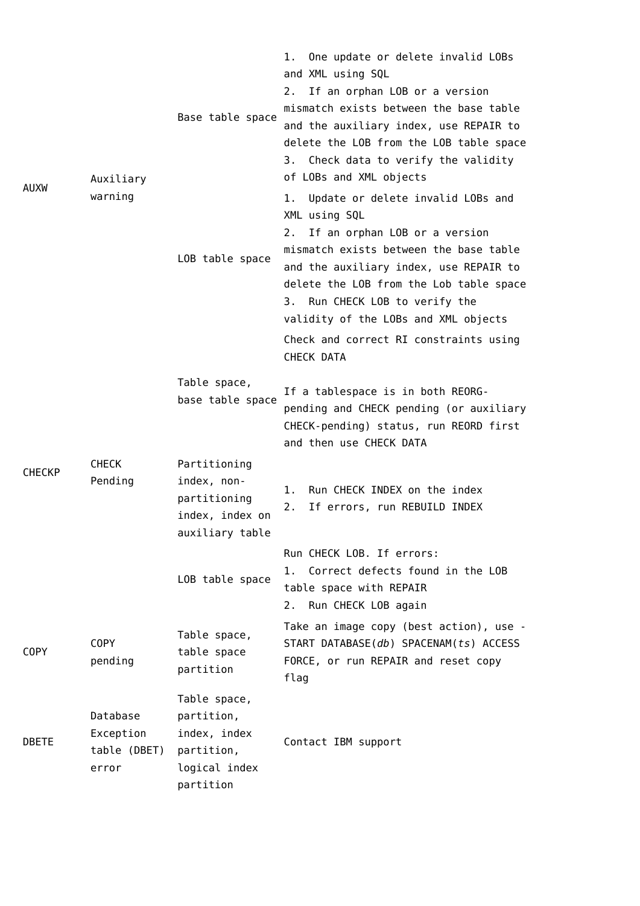| | | | |
|---|---|---|---|
| AUXW | Auxiliary warning | Base table space | 1. One update or delete invalid LOBs and XML using SQL<br>2. If an orphan LOB or a version mismatch exists between the base table and the auxiliary index, use REPAIR to delete the LOB from the LOB table space<br>3. Check data to verify the validity of LOBs and XML objects |
| | | LOB table space | 1. Update or delete invalid LOBs and XML using SQL<br>2. If an orphan LOB or a version mismatch exists between the base table and the auxiliary index, use REPAIR to delete the LOB from the Lob table space<br>3. Run CHECK LOB to verify the validity of the LOBs and XML objects |
| CHECKP | CHECK Pending | Table space, base table space | Check and correct RI constraints using CHECK DATA<br><br>If a tablespace is in both REORG-pending and CHECK pending (or auxiliary CHECK-pending) status, run REORD first and then use CHECK DATA |
| | | Partitioning index, non-partitioning index, index on auxiliary table | 1. Run CHECK INDEX on the index<br>2. If errors, run REBUILD INDEX |
| | | LOB table space | Run CHECK LOB. If errors:<br>1. Correct defects found in the LOB table space with REPAIR<br>2. Run CHECK LOB again |
| COPY | COPY pending | Table space, table space partition | Take an image copy (best action), use -START DATABASE(*db*) SPACENAM(*ts*) ACCESS FORCE, or run REPAIR and reset copy flag |
| DBETE | Database Exception table (DBET) error | Table space, partition, index, index partition, logical index partition | Contact IBM support |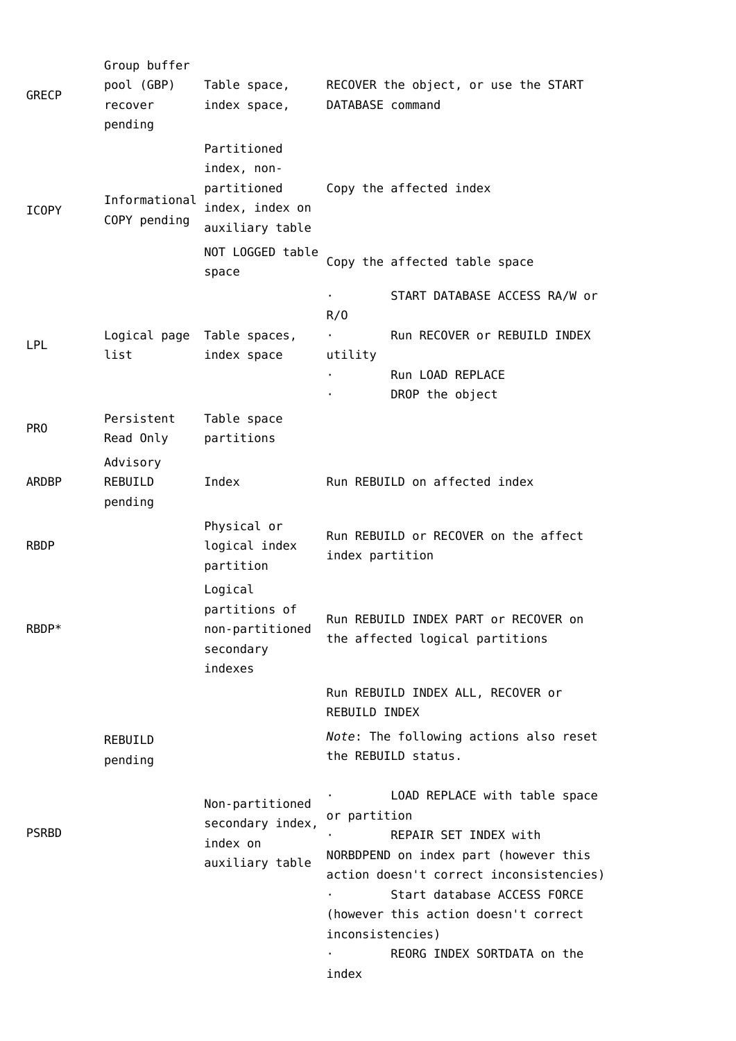| | | | |
|---|---|---|---|
| GRECP | Group buffer pool (GBP) recover pending | Table space, index space, | RECOVER the object, or use the START DATABASE command |
| ICOPY | Informational COPY pending | Partitioned index, non-partitioned index, index on auxiliary table | Copy the affected index |
| | | NOT LOGGED table space | Copy the affected table space |
| LPL | Logical page list | Table spaces, index space | · START DATABASE ACCESS RA/W or R/O<br>· Run RECOVER or REBUILD INDEX utility<br>· Run LOAD REPLACE<br>· DROP the object |
| PRO | Persistent Read Only | Table space partitions | |
| ARDBP | Advisory REBUILD pending | Index | Run REBUILD on affected index |
| RBDP | REBUILD pending | Physical or logical index partition | Run REBUILD or RECOVER on the affect index partition |
| RBDP* | | Logical partitions of non-partitioned secondary indexes | Run REBUILD INDEX PART or RECOVER on the affected logical partitions |
| PSRBD | | Non-partitioned secondary index, index on auxiliary table | Run REBUILD INDEX ALL, RECOVER or REBUILD INDEX<br>*Note*: The following actions also reset the REBUILD status.<br>· LOAD REPLACE with table space or partition<br>· REPAIR SET INDEX with NORBDPEND on index part (however this action doesn't correct inconsistencies)<br>· Start database ACCESS FORCE (however this action doesn't correct inconsistencies)<br>· REORG INDEX SORTDATA on the index |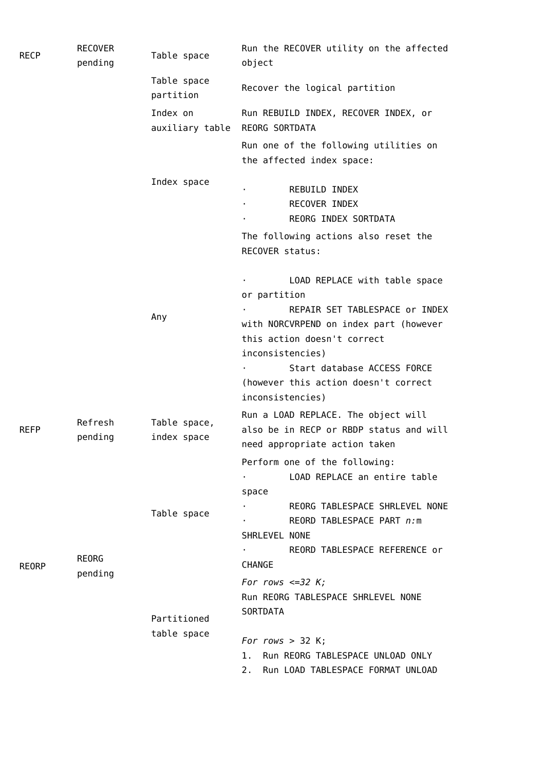| RECP | RECOVER pending | Table space | Run the RECOVER utility on the affected object |
|---|---|---|---|
| | | Table space partition | Recover the logical partition |
| | | Index on auxiliary table | Run REBUILD INDEX, RECOVER INDEX, or REORG SORTDATA |
| | | Index space | Run one of the following utilities on the affected index space:<br>· REBUILD INDEX<br>· RECOVER INDEX<br>· REORG INDEX SORTDATA |
| | | Any | The following actions also reset the RECOVER status:<br>· LOAD REPLACE with table space or partition<br>· REPAIR SET TABLESPACE or INDEX with NORCVRPEND on index part (however this action doesn't correct inconsistencies)<br>· Start database ACCESS FORCE (however this action doesn't correct inconsistencies) |
| REFP | Refresh pending | Table space, index space | Run a LOAD REPLACE. The object will also be in RECP or RBDP status and will need appropriate action taken |
| REORP | REORG pending | Table space | Perform one of the following:<br>· LOAD REPLACE an entire table space<br>· REORG TABLESPACE SHRLEVEL NONE<br>· REORD TABLESPACE PART *n:*m SHRLEVEL NONE<br>· REORD TABLESPACE REFERENCE or CHANGE |
| | | Partitioned table space | *For rows <=32 K;*<br>Run REORG TABLESPACE SHRLEVEL NONE SORTDATA<br><br>*For rows* > 32 K;<br>1. Run REORG TABLESPACE UNLOAD ONLY<br>2. Run LOAD TABLESPACE FORMAT UNLOAD |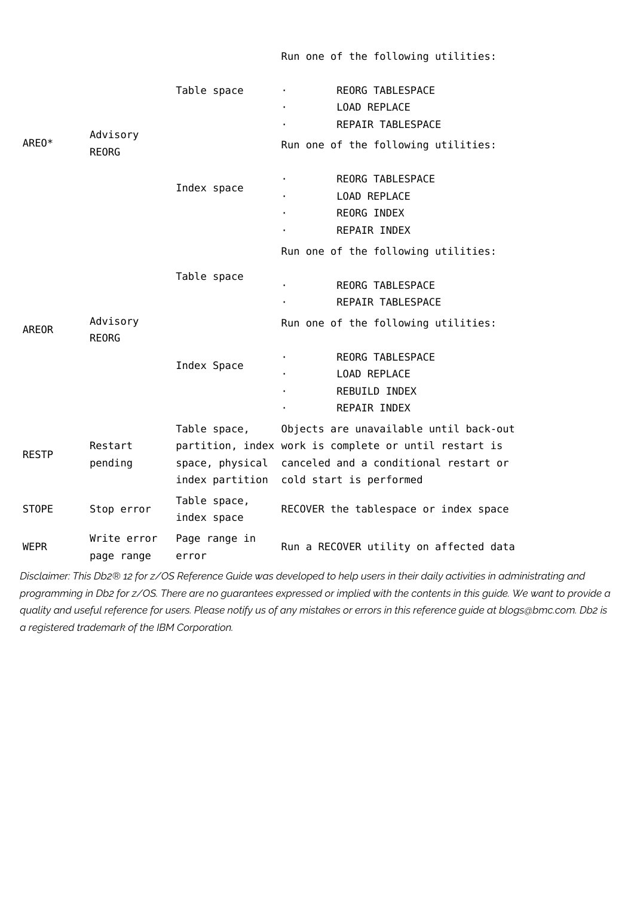| | | | |
|---|---|---|---|
| | | | Run one of the following utilities: |
| AREO* | Advisory REORG | Table space | · REORG TABLESPACE<br>· LOAD REPLACE<br>· REPAIR TABLESPACE |
| | | Index space | Run one of the following utilities:<br>· REORG TABLESPACE<br>· LOAD REPLACE<br>· REORG INDEX<br>· REPAIR INDEX |
| AREOR | Advisory REORG | Table space | Run one of the following utilities:<br>· REORG TABLESPACE<br>· REPAIR TABLESPACE |
| | | Index Space | Run one of the following utilities:<br>· REORG TABLESPACE<br>· LOAD REPLACE<br>· REBUILD INDEX<br>· REPAIR INDEX |
| RESTP | Restart pending | Table space, partition, index space, physical index partition | Objects are unavailable until back-out work is complete or until restart is canceled and a conditional restart or cold start is performed |
| STOPE | Stop error | Table space, index space | RECOVER the tablespace or index space |
| WEPR | Write error page range | Page range in error | Run a RECOVER utility on affected data |

*Disclaimer: This Db2® 12 for z/OS Reference Guide was developed to help users in their daily activities in administrating and programming in Db2 for z/OS. There are no guarantees expressed or implied with the contents in this guide. We want to provide a quality and useful reference for users. Please notify us of any mistakes or errors in this reference guide at blogs@bmc.com. Db2 is a registered trademark of the IBM Corporation.*